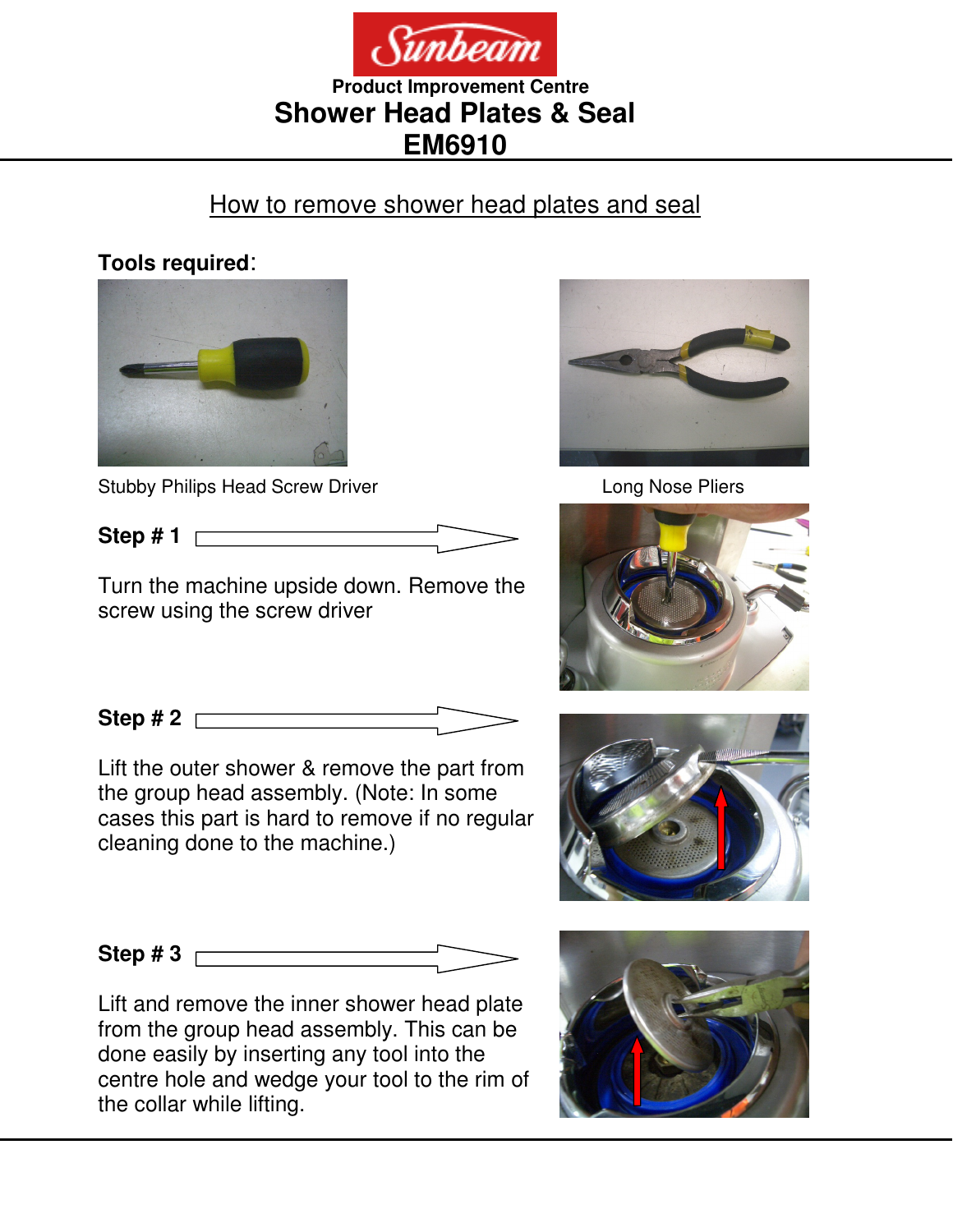# Sunbeam

**Product Improvement Centre**

# Shower Head Plates & Seal

# EM6910

## How to remove shower head plates and seal

**Tools required**:

Stubby Philips Head Screw Driver

Long Nose Pliers

**Step # 1**

Turn the machine upside down. Remove the screw using the screw driver

**Step # 2**

Lift the outer shower & remove the part from the group head assembly. (Note: In some cases this part is hard to remove if no regular cleaning done to the machine.)

**Step # 3**

Lift and remove the inner shower head plate from the group head assembly. This can be done easily by inserting any tool into the centre hole and wedge your tool to the rim of the collar while lifting.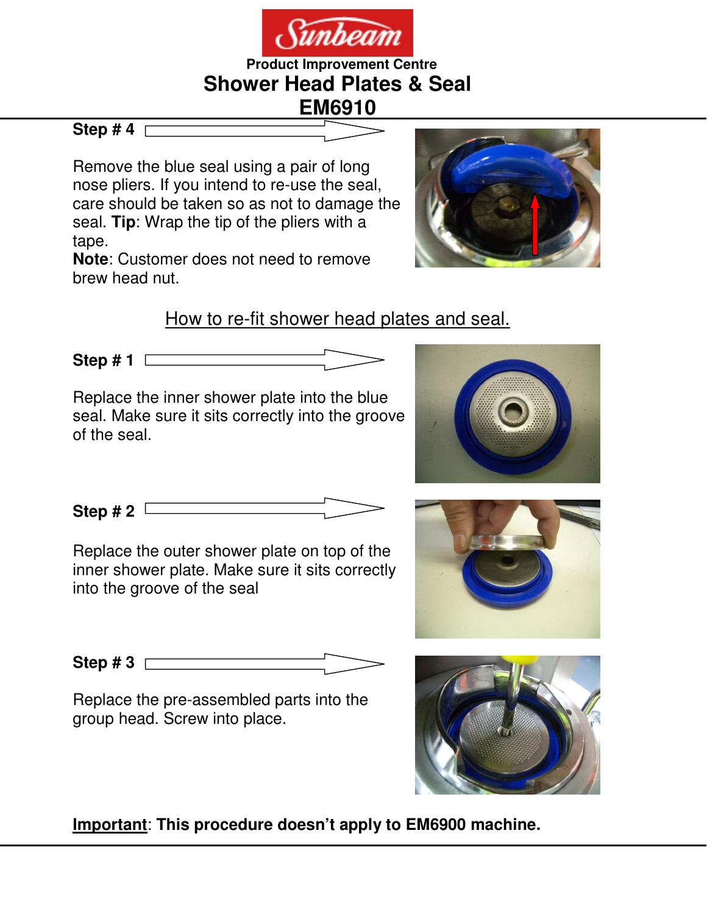Product Improvement Centre

# Shower Head Plates & Seal
# EM6910

**Step # 4**

Remove the blue seal using a pair of long nose pliers. If you intend to re-use the seal, care should be taken so as not to damage the seal. **Tip**: Wrap the tip of the pliers with a tape.
**Note**: Customer does not need to remove brew head nut.

## How to re-fit shower head plates and seal.

**Step # 1**

Replace the inner shower plate into the blue seal. Make sure it sits correctly into the groove of the seal.

**Step # 2**

Replace the outer shower plate on top of the inner shower plate. Make sure it sits correctly into the groove of the seal

**Step # 3**

Replace the pre-assembled parts into the group head. Screw into place.

**Important**: **This procedure doesn't apply to EM6900 machine.**